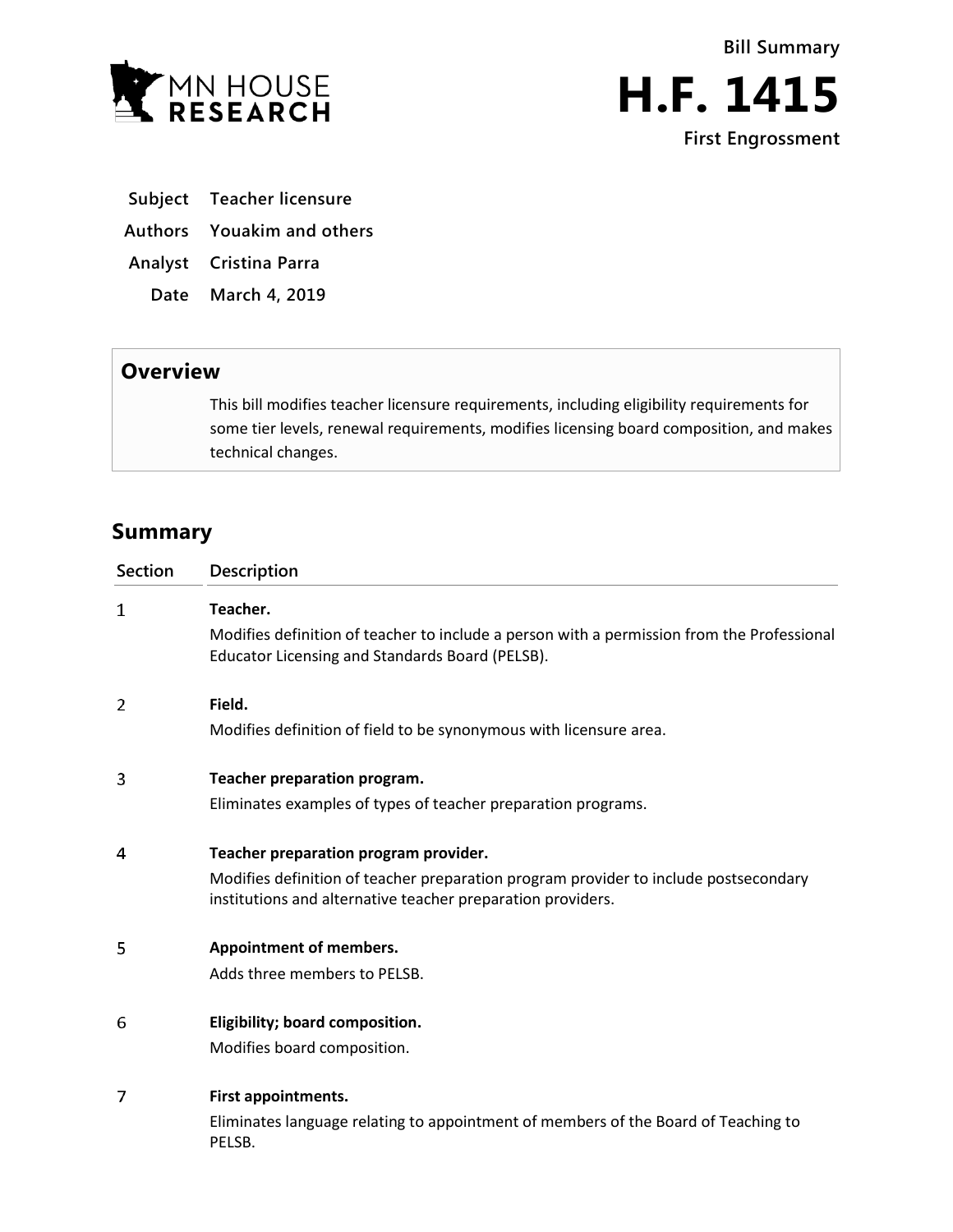**Bill Summary**

# H.F. 1415

**First Engrossment**

| | |
|---|---|
| **Subject** | **Teacher licensure** |
| **Authors** | **Youakim and others** |
| **Analyst** | **Cristina Parra** |
| **Date** | **March 4, 2019** |

## Overview

This bill modifies teacher licensure requirements, including eligibility requirements for some tier levels, renewal requirements, modifies licensing board composition, and makes technical changes.

## Summary

| Section | Description |
|---|---|
| 1 | **Teacher.**<br>Modifies definition of teacher to include a person with a permission from the Professional Educator Licensing and Standards Board (PELSB). |
| 2 | **Field.**<br>Modifies definition of field to be synonymous with licensure area. |
| 3 | **Teacher preparation program.**<br>Eliminates examples of types of teacher preparation programs. |
| 4 | **Teacher preparation program provider.**<br>Modifies definition of teacher preparation program provider to include postsecondary institutions and alternative teacher preparation providers. |
| 5 | **Appointment of members.**<br>Adds three members to PELSB. |
| 6 | **Eligibility; board composition.**<br>Modifies board composition. |
| 7 | **First appointments.**<br>Eliminates language relating to appointment of members of the Board of Teaching to PELSB. |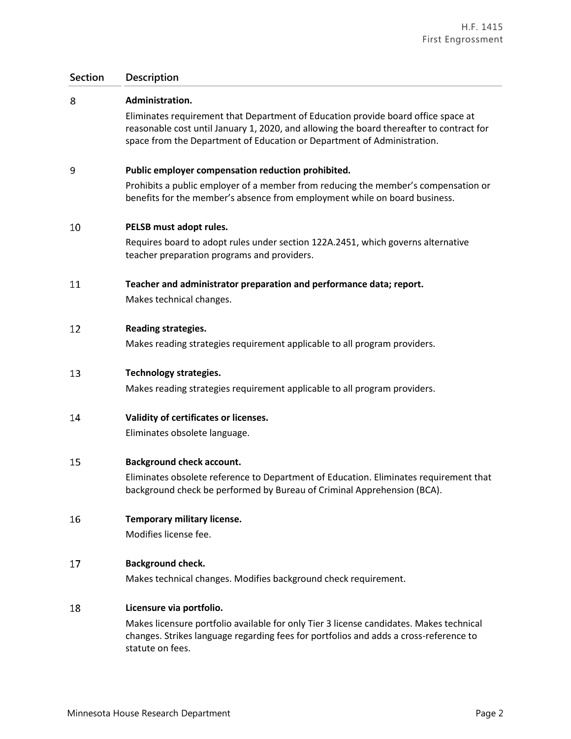| Section | Description |
|---|---|
| 8 | **Administration.**<br>Eliminates requirement that Department of Education provide board office space at reasonable cost until January 1, 2020, and allowing the board thereafter to contract for space from the Department of Education or Department of Administration. |
| 9 | **Public employer compensation reduction prohibited.**<br>Prohibits a public employer of a member from reducing the member's compensation or benefits for the member's absence from employment while on board business. |
| 10 | **PELSB must adopt rules.**<br>Requires board to adopt rules under section 122A.2451, which governs alternative teacher preparation programs and providers. |
| 11 | **Teacher and administrator preparation and performance data; report.**<br>Makes technical changes. |
| 12 | **Reading strategies.**<br>Makes reading strategies requirement applicable to all program providers. |
| 13 | **Technology strategies.**<br>Makes reading strategies requirement applicable to all program providers. |
| 14 | **Validity of certificates or licenses.**<br>Eliminates obsolete language. |
| 15 | **Background check account.**<br>Eliminates obsolete reference to Department of Education. Eliminates requirement that background check be performed by Bureau of Criminal Apprehension (BCA). |
| 16 | **Temporary military license.**<br>Modifies license fee. |
| 17 | **Background check.**<br>Makes technical changes. Modifies background check requirement. |
| 18 | **Licensure via portfolio.**<br>Makes licensure portfolio available for only Tier 3 license candidates. Makes technical changes. Strikes language regarding fees for portfolios and adds a cross-reference to statute on fees. |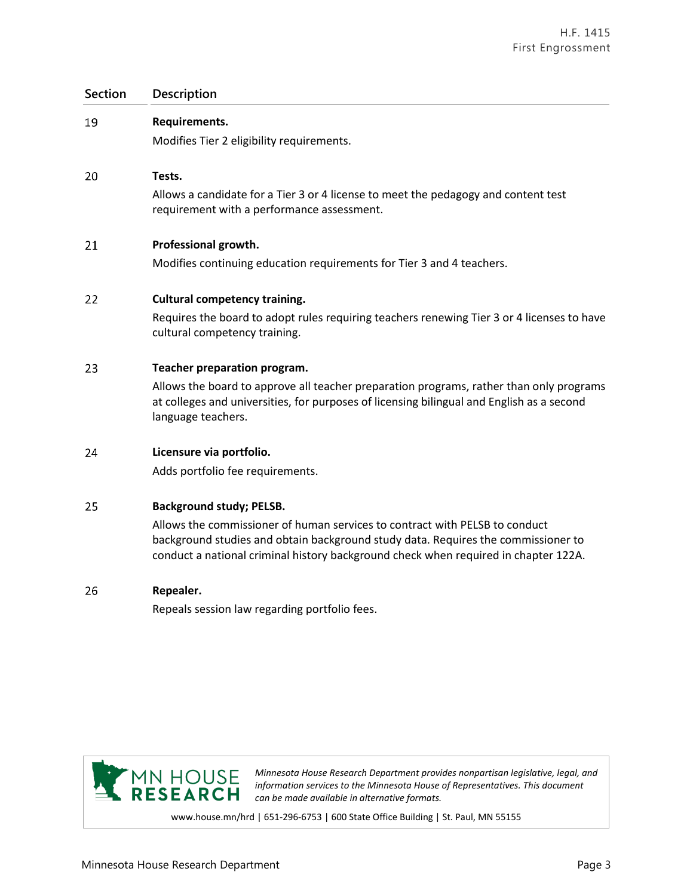| Section | Description |
|---|---|
| 19 | **Requirements.**<br>Modifies Tier 2 eligibility requirements. |
| 20 | **Tests.**<br>Allows a candidate for a Tier 3 or 4 license to meet the pedagogy and content test requirement with a performance assessment. |
| 21 | **Professional growth.**<br>Modifies continuing education requirements for Tier 3 and 4 teachers. |
| 22 | **Cultural competency training.**<br>Requires the board to adopt rules requiring teachers renewing Tier 3 or 4 licenses to have cultural competency training. |
| 23 | **Teacher preparation program.**<br>Allows the board to approve all teacher preparation programs, rather than only programs at colleges and universities, for purposes of licensing bilingual and English as a second language teachers. |
| 24 | **Licensure via portfolio.**<br>Adds portfolio fee requirements. |
| 25 | **Background study; PELSB.**<br>Allows the commissioner of human services to contract with PELSB to conduct background studies and obtain background study data. Requires the commissioner to conduct a national criminal history background check when required in chapter 122A. |
| 26 | **Repealer.**<br>Repeals session law regarding portfolio fees. |

*Minnesota House Research Department provides nonpartisan legislative, legal, and information services to the Minnesota House of Representatives. This document can be made available in alternative formats.*

www.house.mn/hrd | 651-296-6753 | 600 State Office Building | St. Paul, MN 55155